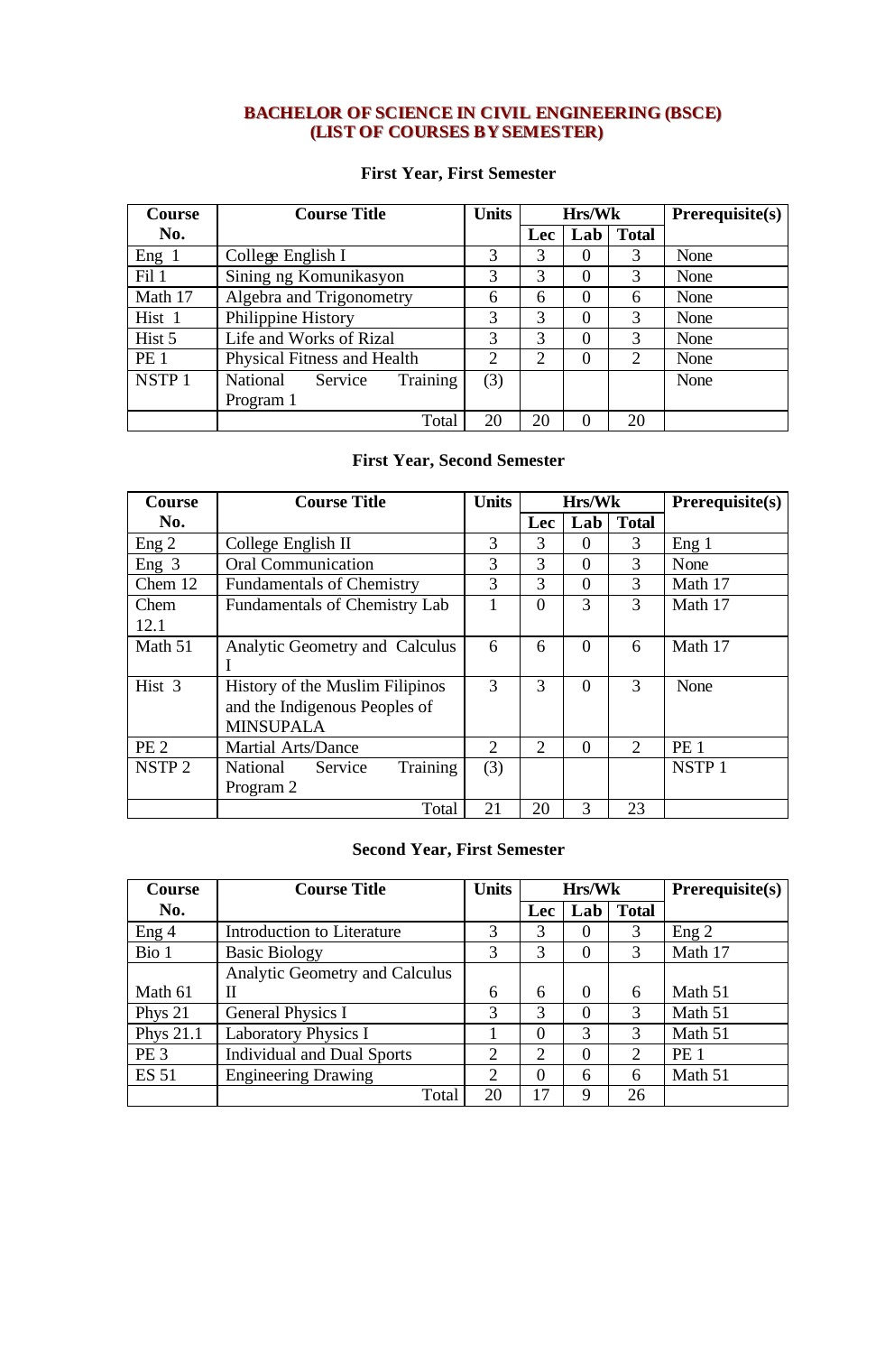# BACHELOR OF SCIENCE IN CIVIL ENGINEERING (BSCE)
# (LIST OF COURSES BY SEMESTER)

## First Year, First Semester

| Course No. | Course Title | Units | Hrs/Wk | | | Prerequisite(s) |
|---|---|---|---|---|---|---|
| | | | Lec | Lab | Total | |
| Eng 1 | College English I | 3 | 3 | 0 | 3 | None |
| Fil 1 | Sining ng Komunikasyon | 3 | 3 | 0 | 3 | None |
| Math 17 | Algebra and Trigonometry | 6 | 6 | 0 | 6 | None |
| Hist 1 | Philippine History | 3 | 3 | 0 | 3 | None |
| Hist 5 | Life and Works of Rizal | 3 | 3 | 0 | 3 | None |
| PE 1 | Physical Fitness and Health | 2 | 2 | 0 | 2 | None |
| NSTP 1 | National Service Training Program 1 | (3) | | | | None |
| | Total | 20 | 20 | 0 | 20 | |

## First Year, Second Semester

| Course No. | Course Title | Units | Hrs/Wk | | | Prerequisite(s) |
|---|---|---|---|---|---|---|
| | | | Lec | Lab | Total | |
| Eng 2 | College English II | 3 | 3 | 0 | 3 | Eng 1 |
| Eng 3 | Oral Communication | 3 | 3 | 0 | 3 | None |
| Chem 12 | Fundamentals of Chemistry | 3 | 3 | 0 | 3 | Math 17 |
| Chem 12.1 | Fundamentals of Chemistry Lab | 1 | 0 | 3 | 3 | Math 17 |
| Math 51 | Analytic Geometry and Calculus I | 6 | 6 | 0 | 6 | Math 17 |
| Hist 3 | History of the Muslim Filipinos and the Indigenous Peoples of MINSUPALA | 3 | 3 | 0 | 3 | None |
| PE 2 | Martial Arts/Dance | 2 | 2 | 0 | 2 | PE 1 |
| NSTP 2 | National Service Training Program 2 | (3) | | | | NSTP 1 |
| | Total | 21 | 20 | 3 | 23 | |

## Second Year, First Semester

| Course No. | Course Title | Units | Hrs/Wk | | | Prerequisite(s) |
|---|---|---|---|---|---|---|
| | | | Lec | Lab | Total | |
| Eng 4 | Introduction to Literature | 3 | 3 | 0 | 3 | Eng 2 |
| Bio 1 | Basic Biology | 3 | 3 | 0 | 3 | Math 17 |
| Math 61 | Analytic Geometry and Calculus II | 6 | 6 | 0 | 6 | Math 51 |
| Phys 21 | General Physics I | 3 | 3 | 0 | 3 | Math 51 |
| Phys 21.1 | Laboratory Physics I | 1 | 0 | 3 | 3 | Math 51 |
| PE 3 | Individual and Dual Sports | 2 | 2 | 0 | 2 | PE 1 |
| ES 51 | Engineering Drawing | 2 | 0 | 6 | 6 | Math 51 |
| | Total | 20 | 17 | 9 | 26 | |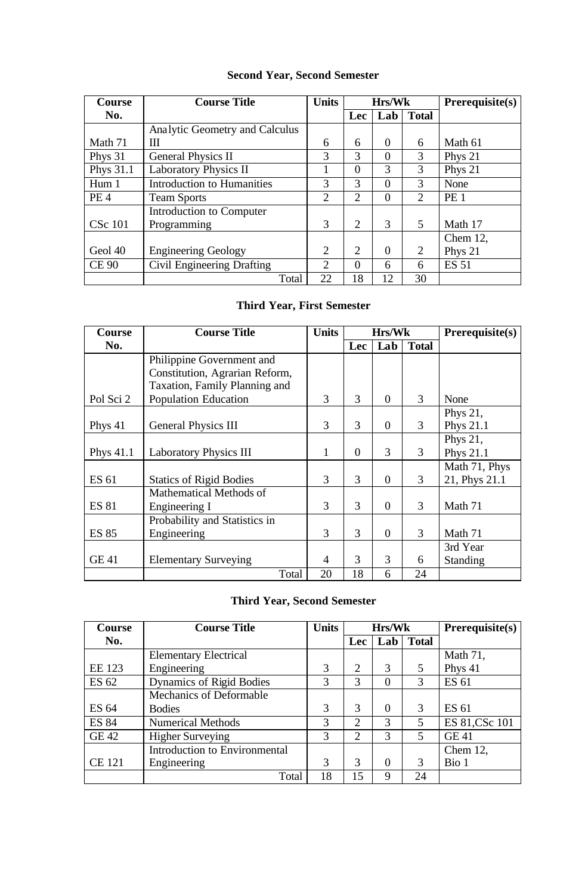### Second Year, Second Semester

| Course No. | Course Title | Units | Hrs/Wk | | | Prerequisite(s) |
|---|---|---|---|---|---|---|
| | | | Lec | Lab | Total | |
| Math 71 | Analytic Geometry and Calculus III | 6 | 6 | 0 | 6 | Math 61 |
| Phys 31 | General Physics II | 3 | 3 | 0 | 3 | Phys 21 |
| Phys 31.1 | Laboratory Physics II | 1 | 0 | 3 | 3 | Phys 21 |
| Hum 1 | Introduction to Humanities | 3 | 3 | 0 | 3 | None |
| PE 4 | Team Sports | 2 | 2 | 0 | 2 | PE 1 |
| CSc 101 | Introduction to Computer Programming | 3 | 2 | 3 | 5 | Math 17 |
| Geol 40 | Engineering Geology | 2 | 2 | 0 | 2 | Chem 12, Phys 21 |
| CE 90 | Civil Engineering Drafting | 2 | 0 | 6 | 6 | ES 51 |
| | Total | 22 | 18 | 12 | 30 | |

### Third Year, First Semester

| Course No. | Course Title | Units | Hrs/Wk | | | Prerequisite(s) |
|---|---|---|---|---|---|---|
| | | | Lec | Lab | Total | |
| Pol Sci 2 | Philippine Government and Constitution, Agrarian Reform, Taxation, Family Planning and Population Education | 3 | 3 | 0 | 3 | None |
| Phys 41 | General Physics III | 3 | 3 | 0 | 3 | Phys 21, Phys 21.1 |
| Phys 41.1 | Laboratory Physics III | 1 | 0 | 3 | 3 | Phys 21, Phys 21.1 |
| ES 61 | Statics of Rigid Bodies | 3 | 3 | 0 | 3 | Math 71, Phys 21, Phys 21.1 |
| ES 81 | Mathematical Methods of Engineering I | 3 | 3 | 0 | 3 | Math 71 |
| ES 85 | Probability and Statistics in Engineering | 3 | 3 | 0 | 3 | Math 71 |
| GE 41 | Elementary Surveying | 4 | 3 | 3 | 6 | 3rd Year Standing |
| | Total | 20 | 18 | 6 | 24 | |

### Third Year, Second Semester

| Course No. | Course Title | Units | Hrs/Wk | | | Prerequisite(s) |
|---|---|---|---|---|---|---|
| | | | Lec | Lab | Total | |
| EE 123 | Elementary Electrical Engineering | 3 | 2 | 3 | 5 | Math 71, Phys 41 |
| ES 62 | Dynamics of Rigid Bodies | 3 | 3 | 0 | 3 | ES 61 |
| ES 64 | Mechanics of Deformable Bodies | 3 | 3 | 0 | 3 | ES 61 |
| ES 84 | Numerical Methods | 3 | 2 | 3 | 5 | ES 81,CSc 101 |
| GE 42 | Higher Surveying | 3 | 2 | 3 | 5 | GE 41 |
| CE 121 | Introduction to Environmental Engineering | 3 | 3 | 0 | 3 | Chem 12, Bio 1 |
| | Total | 18 | 15 | 9 | 24 | |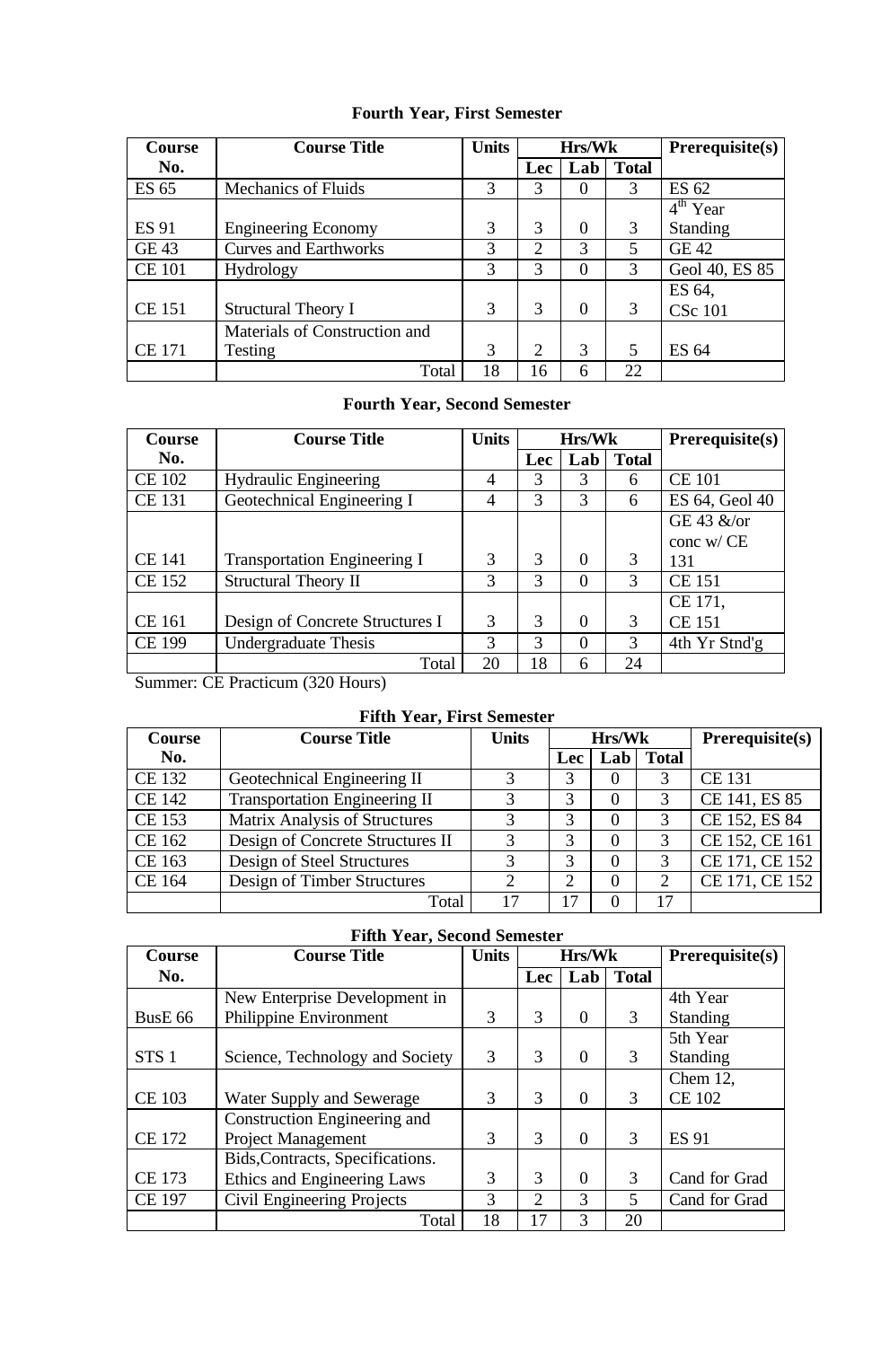### Fourth Year, First Semester

| Course No. | Course Title | Units | Hrs/Wk | | | Prerequisite(s) |
|---|---|---|---|---|---|---|
| | | | Lec | Lab | Total | |
| ES 65 | Mechanics of Fluids | 3 | 3 | 0 | 3 | ES 62 |
| ES 91 | Engineering Economy | 3 | 3 | 0 | 3 | $4^{th}$ Year Standing |
| GE 43 | Curves and Earthworks | 3 | 2 | 3 | 5 | GE 42 |
| CE 101 | Hydrology | 3 | 3 | 0 | 3 | Geol 40, ES 85 |
| CE 151 | Structural Theory I | 3 | 3 | 0 | 3 | ES 64, CSc 101 |
| CE 171 | Materials of Construction and Testing | 3 | 2 | 3 | 5 | ES 64 |
| | Total | 18 | 16 | 6 | 22 | |

### Fourth Year, Second Semester

| Course No. | Course Title | Units | Hrs/Wk | | | Prerequisite(s) |
|---|---|---|---|---|---|---|
| | | | Lec | Lab | Total | |
| CE 102 | Hydraulic Engineering | 4 | 3 | 3 | 6 | CE 101 |
| CE 131 | Geotechnical Engineering I | 4 | 3 | 3 | 6 | ES 64, Geol 40 |
| CE 141 | Transportation Engineering I | 3 | 3 | 0 | 3 | GE 43 &/or conc w/ CE 131 |
| CE 152 | Structural Theory II | 3 | 3 | 0 | 3 | CE 151 |
| CE 161 | Design of Concrete Structures I | 3 | 3 | 0 | 3 | CE 171, CE 151 |
| CE 199 | Undergraduate Thesis | 3 | 3 | 0 | 3 | 4th Yr Stnd'g |
| | Total | 20 | 18 | 6 | 24 | |

Summer: CE Practicum (320 Hours)

### Fifth Year, First Semester

| Course No. | Course Title | Units | Hrs/Wk | | | Prerequisite(s) |
|---|---|---|---|---|---|---|
| | | | Lec | Lab | Total | |
| CE 132 | Geotechnical Engineering II | 3 | 3 | 0 | 3 | CE 131 |
| CE 142 | Transportation Engineering II | 3 | 3 | 0 | 3 | CE 141, ES 85 |
| CE 153 | Matrix Analysis of Structures | 3 | 3 | 0 | 3 | CE 152, ES 84 |
| CE 162 | Design of Concrete Structures II | 3 | 3 | 0 | 3 | CE 152, CE 161 |
| CE 163 | Design of Steel Structures | 3 | 3 | 0 | 3 | CE 171, CE 152 |
| CE 164 | Design of Timber Structures | 2 | 2 | 0 | 2 | CE 171, CE 152 |
| | Total | 17 | 17 | 0 | 17 | |

### Fifth Year, Second Semester

| Course No. | Course Title | Units | Hrs/Wk | | | Prerequisite(s) |
|---|---|---|---|---|---|---|
| | | | Lec | Lab | Total | |
| BusE 66 | New Enterprise Development in Philippine Environment | 3 | 3 | 0 | 3 | 4th Year Standing |
| STS 1 | Science, Technology and Society | 3 | 3 | 0 | 3 | 5th Year Standing |
| CE 103 | Water Supply and Sewerage | 3 | 3 | 0 | 3 | Chem 12, CE 102 |
| CE 172 | Construction Engineering and Project Management | 3 | 3 | 0 | 3 | ES 91 |
| CE 173 | Bids,Contracts, Specifications. Ethics and Engineering Laws | 3 | 3 | 0 | 3 | Cand for Grad |
| CE 197 | Civil Engineering Projects | 3 | 2 | 3 | 5 | Cand for Grad |
| | Total | 18 | 17 | 3 | 20 | |